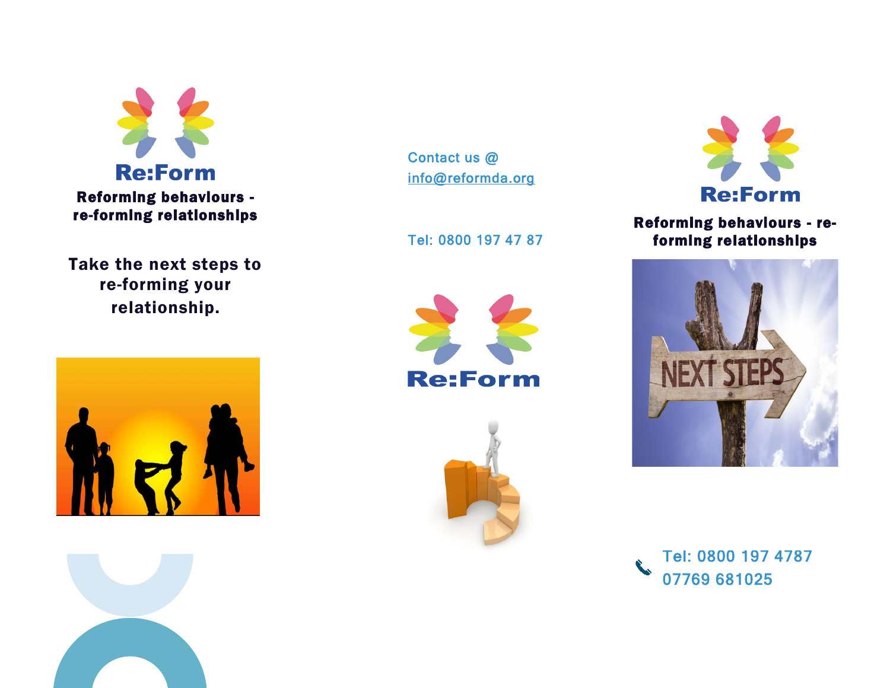# Re:Form

**Reforming behaviours - re-forming relationships**

**Take the next steps to re-forming your relationship.**

Contact us @ info@reformda.org

Tel: 0800 197 47 87

# Re:Form

# Re:Form

**Reforming behaviours - re-forming relationships**

Tel: 0800 197 4787
07769 681025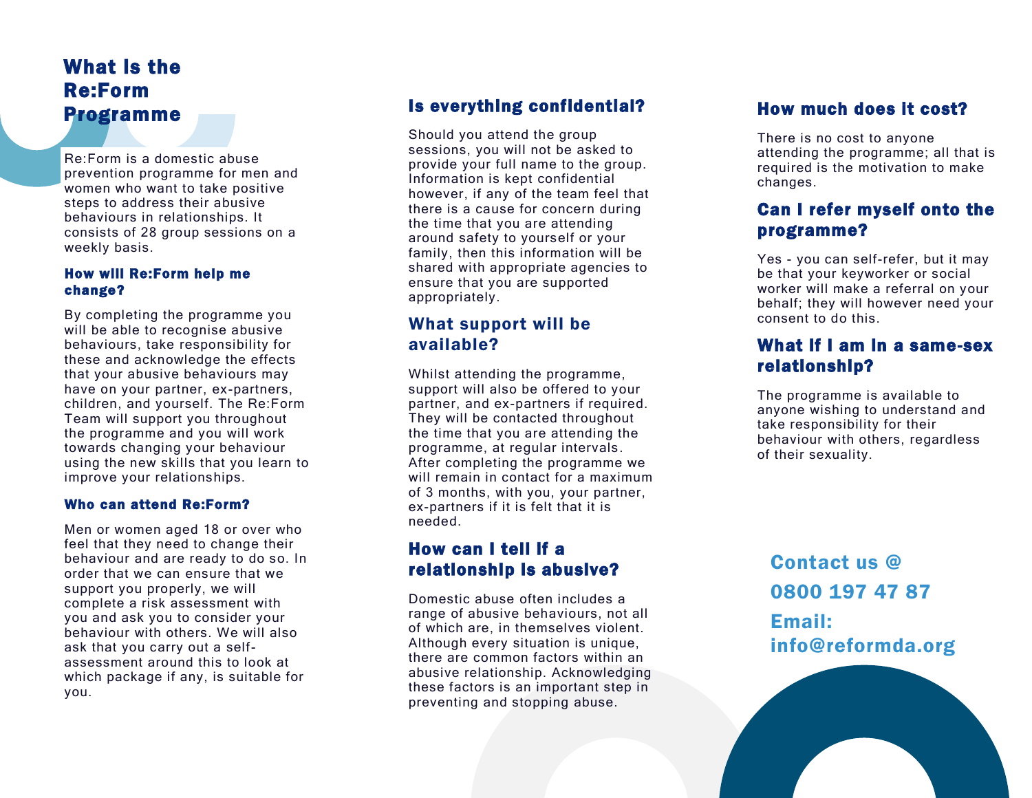## What is the Re:Form Programme

Re:Form is a domestic abuse prevention programme for men and women who want to take positive steps to address their abusive behaviours in relationships. It consists of 28 group sessions on a weekly basis.

### How will Re:Form help me change?

By completing the programme you will be able to recognise abusive behaviours, take responsibility for these and acknowledge the effects that your abusive behaviours may have on your partner, ex-partners, children, and yourself. The Re:Form Team will support you throughout the programme and you will work towards changing your behaviour using the new skills that you learn to improve your relationships.

### Who can attend Re:Form?

Men or women aged 18 or over who feel that they need to change their behaviour and are ready to do so. In order that we can ensure that we support you properly, we will complete a risk assessment with you and ask you to consider your behaviour with others. We will also ask that you carry out a self-assessment around this to look at which package if any, is suitable for you.

## Is everything confidential?

Should you attend the group sessions, you will not be asked to provide your full name to the group. Information is kept confidential however, if any of the team feel that there is a cause for concern during the time that you are attending around safety to yourself or your family, then this information will be shared with appropriate agencies to ensure that you are supported appropriately.

## What support will be available?

Whilst attending the programme, support will also be offered to your partner, and ex-partners if required. They will be contacted throughout the time that you are attending the programme, at regular intervals. After completing the programme we will remain in contact for a maximum of 3 months, with you, your partner, ex-partners if it is felt that it is needed.

## How can I tell if a relationship is abusive?

Domestic abuse often includes a range of abusive behaviours, not all of which are, in themselves violent. Although every situation is unique, there are common factors within an abusive relationship. Acknowledging these factors is an important step in preventing and stopping abuse.

## How much does it cost?

There is no cost to anyone attending the programme; all that is required is the motivation to make changes.

## Can I refer myself onto the programme?

Yes - you can self-refer, but it may be that your keyworker or social worker will make a referral on your behalf; they will however need your consent to do this.

## What if I am in a same-sex relationship?

The programme is available to anyone wishing to understand and take responsibility for their behaviour with others, regardless of their sexuality.

**Contact us @**

**0800 197 47 87**

**Email:**
**info@reformda.org**